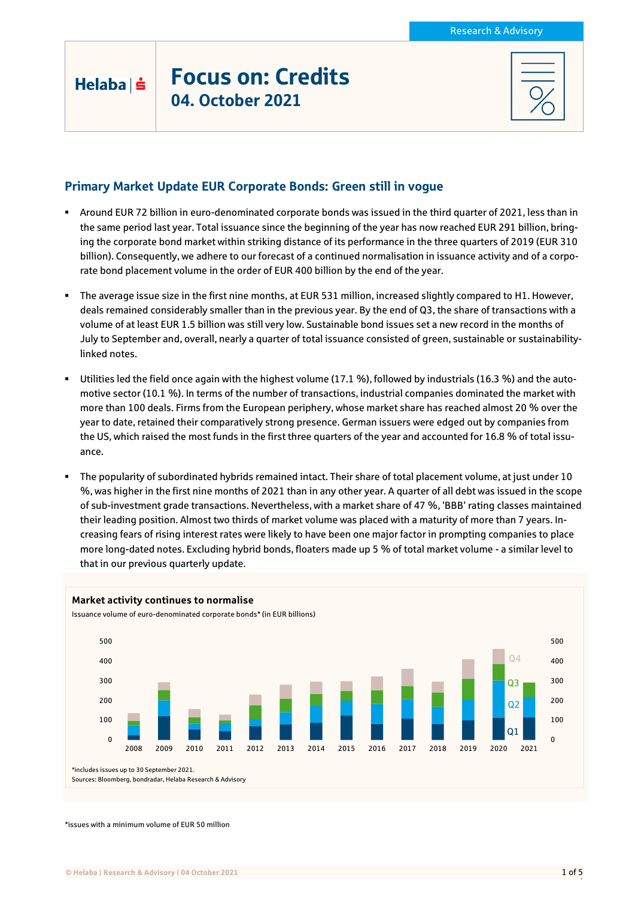# Focus on: Credits

## 04. October 2021

Research & Advisory

## Primary Market Update EUR Corporate Bonds: Green still in vogue

- Around EUR 72 billion in euro-denominated corporate bonds was issued in the third quarter of 2021, less than in the same period last year. Total issuance since the beginning of the year has now reached EUR 291 billion, bringing the corporate bond market within striking distance of its performance in the three quarters of 2019 (EUR 310 billion). Consequently, we adhere to our forecast of a continued normalisation in issuance activity and of a corporate bond placement volume in the order of EUR 400 billion by the end of the year.

- The average issue size in the first nine months, at EUR 531 million, increased slightly compared to H1. However, deals remained considerably smaller than in the previous year. By the end of Q3, the share of transactions with a volume of at least EUR 1.5 billion was still very low. Sustainable bond issues set a new record in the months of July to September and, overall, nearly a quarter of total issuance consisted of green, sustainable or sustainability-linked notes.

- Utilities led the field once again with the highest volume (17.1 %), followed by industrials (16.3 %) and the automotive sector (10.1 %). In terms of the number of transactions, industrial companies dominated the market with more than 100 deals. Firms from the European periphery, whose market share has reached almost 20 % over the year to date, retained their comparatively strong presence. German issuers were edged out by companies from the US, which raised the most funds in the first three quarters of the year and accounted for 16.8 % of total issuance.

- The popularity of subordinated hybrids remained intact. Their share of total placement volume, at just under 10 %, was higher in the first nine months of 2021 than in any other year. A quarter of all debt was issued in the scope of sub-investment grade transactions. Nevertheless, with a market share of 47 %, 'BBB' rating classes maintained their leading position. Almost two thirds of market volume was placed with a maturity of more than 7 years. Increasing fears of rising interest rates were likely to have been one major factor in prompting companies to place more long-dated notes. Excluding hybrid bonds, floaters made up 5 % of total market volume - a similar level to that in our previous quarterly update.

**Market activity continues to normalise**

Issuance volume of euro-denominated corporate bonds* (in EUR billions)

*includes issues up to 30 September 2021.
Sources: Bloomberg, bondradar, Helaba Research & Advisory

*issues with a minimum volume of EUR 50 million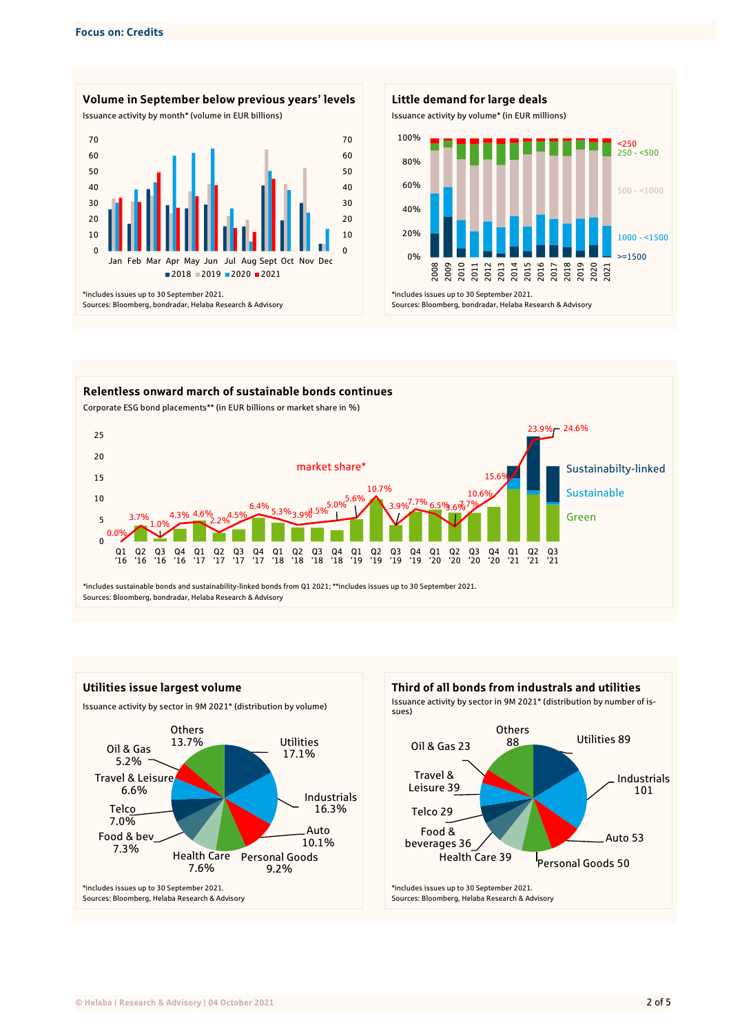Focus on: Credits

### Volume in September below previous years' levels

Issuance activity by month* (volume in EUR billions)

Legend: 2018, 2019, 2020, 2021

*includes issues up to 30 September 2021.
Sources: Bloomberg, bondradar, Helaba Research & Advisory

### Little demand for large deals

Issuance activity by volume* (in EUR millions)

Legend: <250, 250 - <500, 500 - <1000, 1000 - <1500, >=1500

*includes issues up to 30 September 2021.
Sources: Bloomberg, bondradar, Helaba Research & Advisory

### Relentless onward march of sustainable bonds continues

Corporate ESG bond placements** (in EUR billions or market share in %)

Legend: Sustainabilty-linked, Sustainable, Green, market share*

| Quarter | Market share |
|---|---|
| Q1 '16 | 0.0% |
| Q2 '16 | 3.7% |
| Q3 '16 | 1.0% |
| Q4 '16 | 4.3% |
| Q1 '17 | 4.6% |
| Q2 '17 | 2.2% |
| Q3 '17 | 4.5% |
| Q4 '17 | 6.4% |
| Q1 '18 | 5.3% |
| Q2 '18 | 3.9% |
| Q3 '18 | 4.5% |
| Q4 '18 | 5.0% |
| Q1 '19 | 5.6% |
| Q2 '19 | 10.7% |
| Q3 '19 | 3.9% |
| Q4 '19 | 7.7% |
| Q1 '20 | 6.5% |
| Q2 '20 | 3.6% |
| Q3 '20 | 7.7% |
| Q4 '20 | 10.6% |
| Q1 '21 | 15.6% |
| Q2 '21 | 23.9% |
| Q3 '21 | 24.6% |

*includes sustainable bonds and sustainability-linked bonds from Q1 2021; **includes issues up to 30 September 2021.
Sources: Bloomberg, bondradar, Helaba Research & Advisory

### Utilities issue largest volume

Issuance activity by sector in 9M 2021* (distribution by volume)

| Sector | Share |
|---|---|
| Utilities | 17.1% |
| Industrials | 16.3% |
| Auto | 10.1% |
| Personal Goods | 9.2% |
| Health Care | 7.6% |
| Food & bev | 7.3% |
| Telco | 7.0% |
| Travel & Leisure | 6.6% |
| Oil & Gas | 5.2% |
| Others | 13.7% |

*includes issues up to 30 September 2021.
Sources: Bloomberg, Helaba Research & Advisory

### Third of all bonds from industrals and utilities

Issuance activity by sector in 9M 2021* (distribution by number of issues)

| Sector | Number of issues |
|---|---|
| Utilities | 89 |
| Industrials | 101 |
| Auto | 53 |
| Personal Goods | 50 |
| Health Care | 39 |
| Food & beverages | 36 |
| Telco | 29 |
| Travel & Leisure | 39 |
| Oil & Gas | 23 |
| Others | 88 |

*includes issues up to 30 September 2021.
Sources: Bloomberg, Helaba Research & Advisory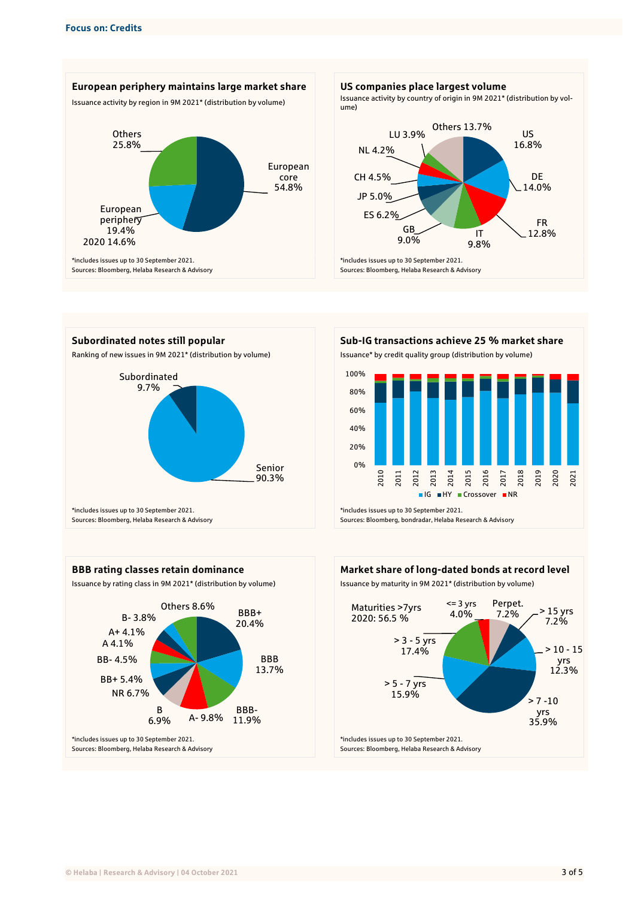## Focus on: Credits

### European periphery maintains large market share

Issuance activity by region in 9M 2021* (distribution by volume)

| Region | Share |
| --- | --- |
| European core | 54.8% |
| European periphery | 19.4% (2020 14.6%) |
| Others | 25.8% |

*includes issues up to 30 September 2021.
Sources: Bloomberg, Helaba Research & Advisory

### US companies place largest volume

Issuance activity by country of origin in 9M 2021* (distribution by volume)

| Country | Share |
| --- | --- |
| US | 16.8% |
| DE | 14.0% |
| FR | 12.8% |
| IT | 9.8% |
| GB | 9.0% |
| ES | 6.2% |
| JP | 5.0% |
| CH | 4.5% |
| NL | 4.2% |
| LU | 3.9% |
| Others | 13.7% |

*includes issues up to 30 September 2021.
Sources: Bloomberg, Helaba Research & Advisory

### Subordinated notes still popular

Ranking of new issues in 9M 2021* (distribution by volume)

| Ranking | Share |
| --- | --- |
| Senior | 90.3% |
| Subordinated | 9.7% |

*includes issues up to 30 September 2021.
Sources: Bloomberg, Helaba Research & Advisory

### Sub-IG transactions achieve 25 % market share

Issuance* by credit quality group (distribution by volume)

Stacked bar chart, 2010–2021, 0%–100%; legend: IG, HY, Crossover, NR

*includes issues up to 30 September 2021.
Sources: Bloomberg, bondradar, Helaba Research & Advisory

### BBB rating classes retain dominance

Issuance by rating class in 9M 2021* (distribution by volume)

| Rating class | Share |
| --- | --- |
| BBB+ | 20.4% |
| BBB | 13.7% |
| BBB- | 11.9% |
| A- | 9.8% |
| B | 6.9% |
| NR | 6.7% |
| BB+ | 5.4% |
| BB- | 4.5% |
| A | 4.1% |
| A+ | 4.1% |
| B- | 3.8% |
| Others | 8.6% |

*includes issues up to 30 September 2021.
Sources: Bloomberg, Helaba Research & Advisory

### Market share of long-dated bonds at record level

Issuance by maturity in 9M 2021* (distribution by volume)

| Maturity | Share |
| --- | --- |
| <= 3 yrs | 4.0% |
| > 3 - 5 yrs | 17.4% |
| > 5 - 7 yrs | 15.9% |
| > 7 -10 yrs | 35.9% |
| > 10 - 15 yrs | 12.3% |
| > 15 yrs | 7.2% |
| Perpet. | 7.2% |

Maturities >7yrs 2020: 56.5 %

*includes issues up to 30 September 2021.
Sources: Bloomberg, Helaba Research & Advisory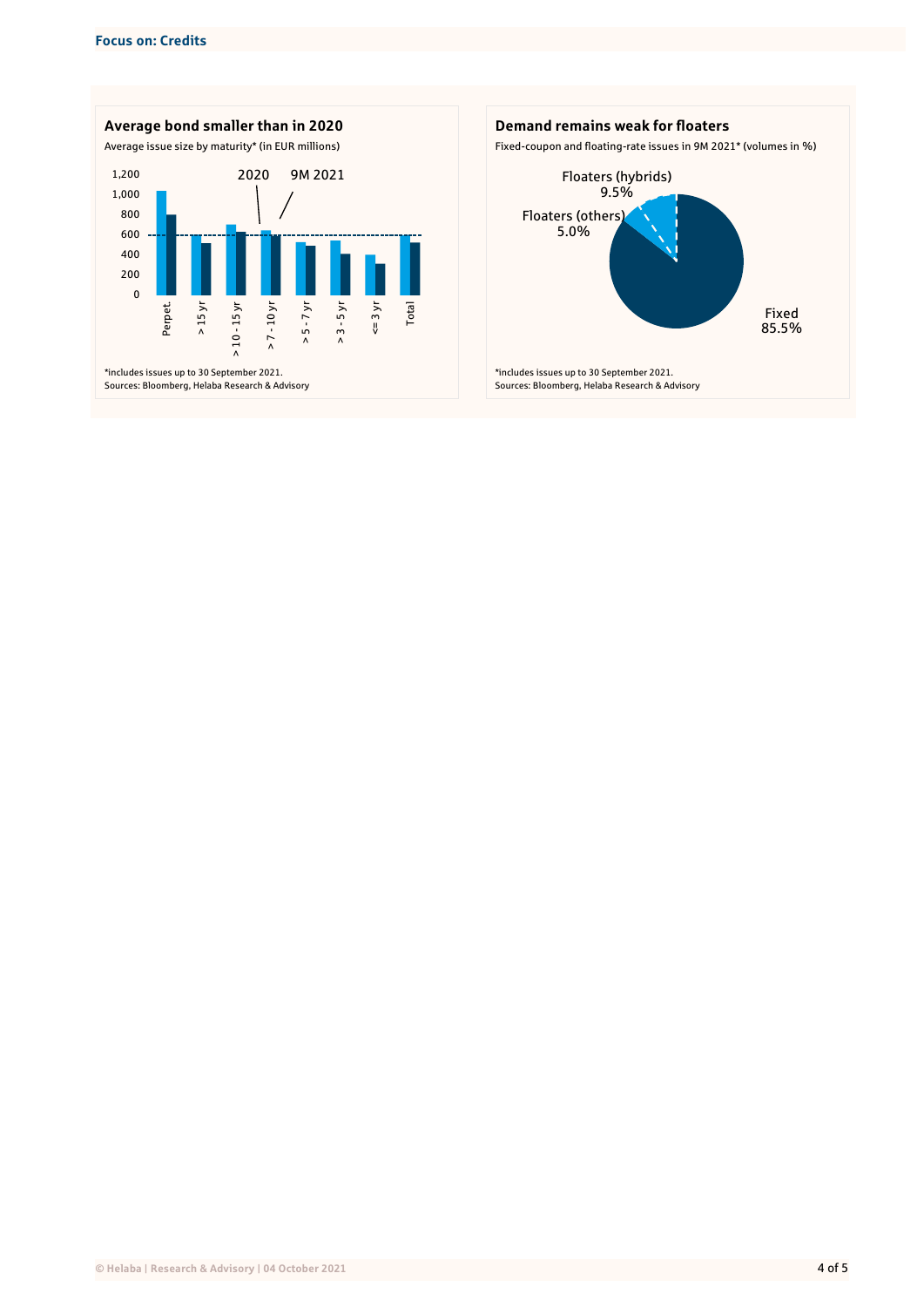## Average bond smaller than in 2020

Average issue size by maturity* (in EUR millions)

*includes issues up to 30 September 2021.
Sources: Bloomberg, Helaba Research & Advisory

## Demand remains weak for floaters

Fixed-coupon and floating-rate issues in 9M 2021* (volumes in %)

| Category | Share |
|---|---|
| Fixed | 85.5% |
| Floaters (hybrids) | 9.5% |
| Floaters (others) | 5.0% |

*includes issues up to 30 September 2021.
Sources: Bloomberg, Helaba Research & Advisory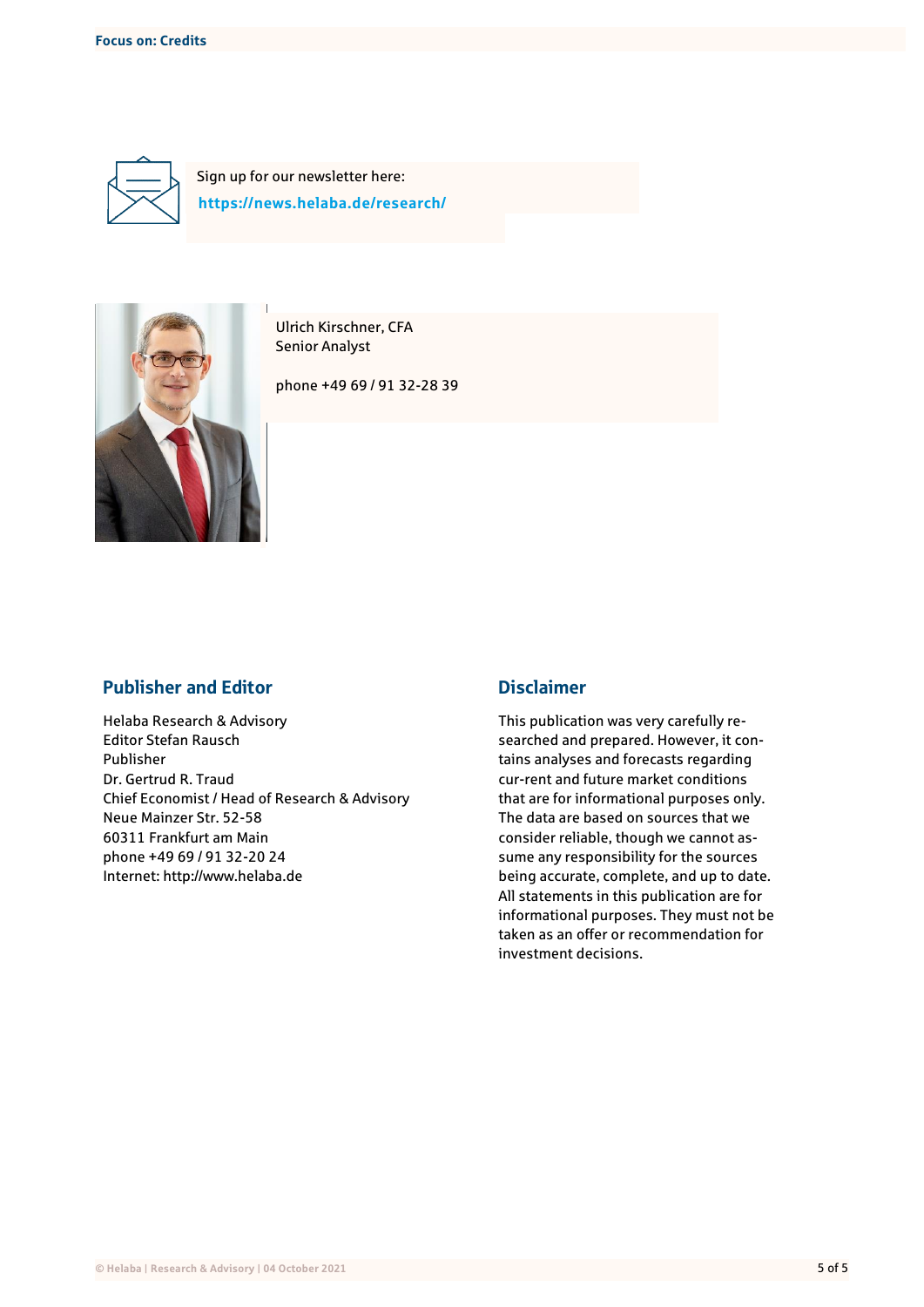Sign up for our newsletter here:
**https://news.helaba.de/research/**

Ulrich Kirschner, CFA
Senior Analyst

phone +49 69 / 91 32-28 39

## Publisher and Editor

Helaba Research & Advisory
Editor Stefan Rausch
Publisher
Dr. Gertrud R. Traud
Chief Economist / Head of Research & Advisory
Neue Mainzer Str. 52-58
60311 Frankfurt am Main
phone +49 69 / 91 32-20 24
Internet: http://www.helaba.de

## Disclaimer

This publication was very carefully researched and prepared. However, it contains analyses and forecasts regarding current and future market conditions that are for informational purposes only. The data are based on sources that we consider reliable, though we cannot assume any responsibility for the sources being accurate, complete, and up to date. All statements in this publication are for informational purposes. They must not be taken as an offer or recommendation for investment decisions.